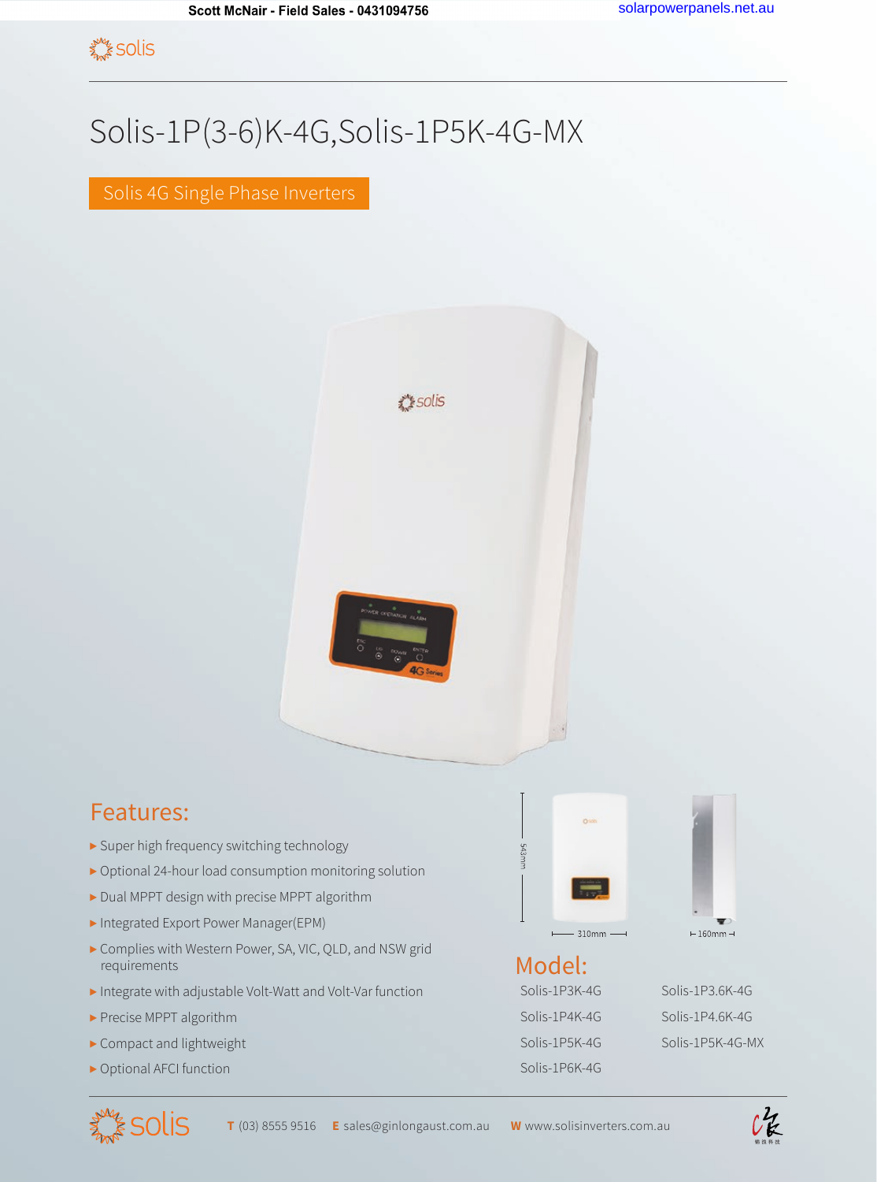Scott McNair - Field Sales - 0431094756 solarpowerpanels.net.au

# Solis-1P(3-6)K-4G,Solis-1P5K-4G-MX

## Solis 4G Single Phase Inverters

## Features:

- Super high frequency switching technology
- Optional 24-hour load consumption monitoring solution
- Dual MPPT design with precise MPPT algorithm
- Integrated Export Power Manager(EPM)
- Complies with Western Power, SA, VIC, QLD, and NSW grid requirements
- Integrate with adjustable Volt-Watt and Volt-Var function
- Precise MPPT algorithm
- Compact and lightweight
- Optional AFCI function

543mm

310mm

160mm

## Model:

| | |
|---|---|
| Solis-1P3K-4G | Solis-1P3.6K-4G |
| Solis-1P4K-4G | Solis-1P4.6K-4G |
| Solis-1P5K-4G | Solis-1P5K-4G-MX |
| Solis-1P6K-4G | |

**T** (03) 8555 9516 **E** sales@ginlongaust.com.au **W** www.solisinverters.com.au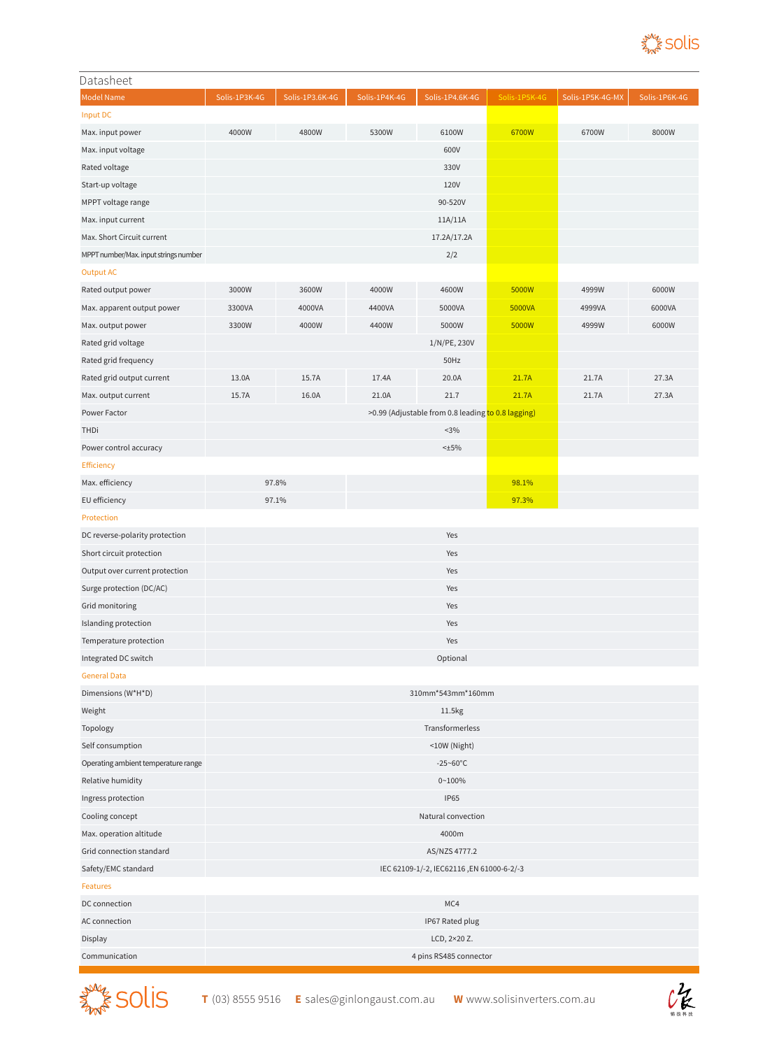## Datasheet

| Model Name | Solis-1P3K-4G | Solis-1P3.6K-4G | Solis-1P4K-4G | Solis-1P4.6K-4G | Solis-1P5K-4G | Solis-1P5K-4G-MX | Solis-1P6K-4G |
|---|---|---|---|---|---|---|---|
| **Input DC** | | | | | | | |
| Max. input power | 4000W | 4800W | 5300W | 6100W | 6700W | 6700W | 8000W |
| Max. input voltage | 600V | | | | | | |
| Rated voltage | 330V | | | | | | |
| Start-up voltage | 120V | | | | | | |
| MPPT voltage range | 90-520V | | | | | | |
| Max. input current | 11A/11A | | | | | | |
| Max. Short Circuit current | 17.2A/17.2A | | | | | | |
| MPPT number/Max. input strings number | 2/2 | | | | | | |
| **Output AC** | | | | | | | |
| Rated output power | 3000W | 3600W | 4000W | 4600W | 5000W | 4999W | 6000W |
| Max. apparent output power | 3300VA | 4000VA | 4400VA | 5000VA | 5000VA | 4999VA | 6000VA |
| Max. output power | 3300W | 4000W | 4400W | 5000W | 5000W | 4999W | 6000W |
| Rated grid voltage | 1/N/PE, 230V | | | | | | |
| Rated grid frequency | 50Hz | | | | | | |
| Rated grid output current | 13.0A | 15.7A | 17.4A | 20.0A | 21.7A | 21.7A | 27.3A |
| Max. output current | 15.7A | 16.0A | 21.0A | 21.7 | 21.7A | 21.7A | 27.3A |
| Power Factor | >0.99 (Adjustable from 0.8 leading to 0.8 lagging) | | | | | | |
| THDi | <3% | | | | | | |
| Power control accuracy | <±5% | | | | | | |
| **Efficiency** | | | | | | | |
| Max. efficiency | 97.8% | | | | 98.1% | | |
| EU efficiency | 97.1% | | | | 97.3% | | |
| **Protection** | | | | | | | |
| DC reverse-polarity protection | Yes | | | | | | |
| Short circuit protection | Yes | | | | | | |
| Output over current protection | Yes | | | | | | |
| Surge protection (DC/AC) | Yes | | | | | | |
| Grid monitoring | Yes | | | | | | |
| Islanding protection | Yes | | | | | | |
| Temperature protection | Yes | | | | | | |
| Integrated DC switch | Optional | | | | | | |
| **General Data** | | | | | | | |
| Dimensions (W*H*D) | 310mm*543mm*160mm | | | | | | |
| Weight | 11.5kg | | | | | | |
| Topology | Transformerless | | | | | | |
| Self consumption | <10W (Night) | | | | | | |
| Operating ambient temperature range | -25~60°C | | | | | | |
| Relative humidity | 0~100% | | | | | | |
| Ingress protection | IP65 | | | | | | |
| Cooling concept | Natural convection | | | | | | |
| Max. operation altitude | 4000m | | | | | | |
| Grid connection standard | AS/NZS 4777.2 | | | | | | |
| Safety/EMC standard | IEC 62109-1/-2, IEC62116 ,EN 61000-6-2/-3 | | | | | | |
| **Features** | | | | | | | |
| DC connection | MC4 | | | | | | |
| AC connection | IP67 Rated plug | | | | | | |
| Display | LCD, 2×20 Z. | | | | | | |
| Communication | 4 pins RS485 connector | | | | | | |

**T** (03) 8555 9516 **E** sales@ginlongaust.com.au **W** www.solisinverters.com.au